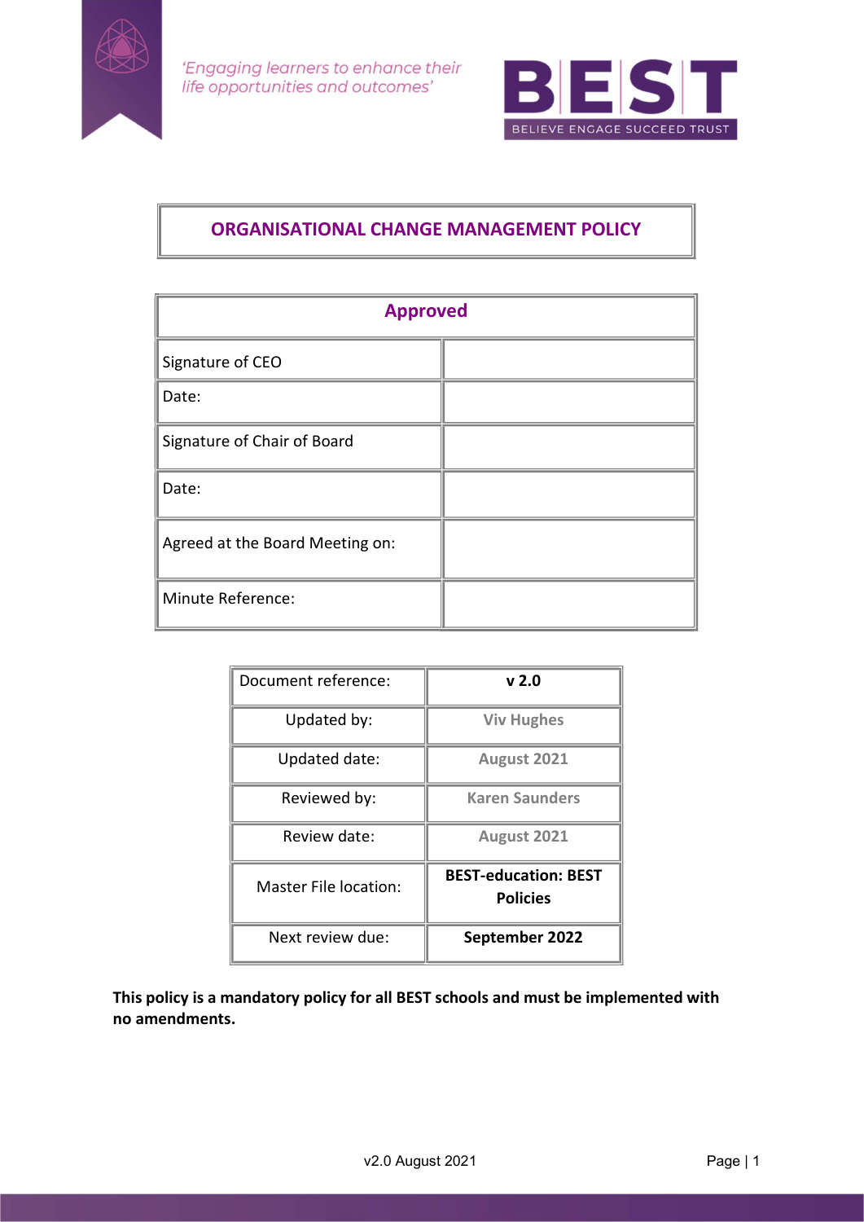'Engaging learners to enhance their life opportunities and outcomes'

BEST
BELIEVE ENGAGE SUCCEED TRUST

# ORGANISATIONAL CHANGE MANAGEMENT POLICY

| Approved | |
|---|---|
| Signature of CEO | |
| Date: | |
| Signature of Chair of Board | |
| Date: | |
| Agreed at the Board Meeting on: | |
| Minute Reference: | |

| Document reference: | **v 2.0** |
|---|---|
| Updated by: | **Viv Hughes** |
| Updated date: | **August 2021** |
| Reviewed by: | **Karen Saunders** |
| Review date: | **August 2021** |
| Master File location: | **BEST-education: BEST Policies** |
| Next review due: | **September 2022** |

**This policy is a mandatory policy for all BEST schools and must be implemented with no amendments.**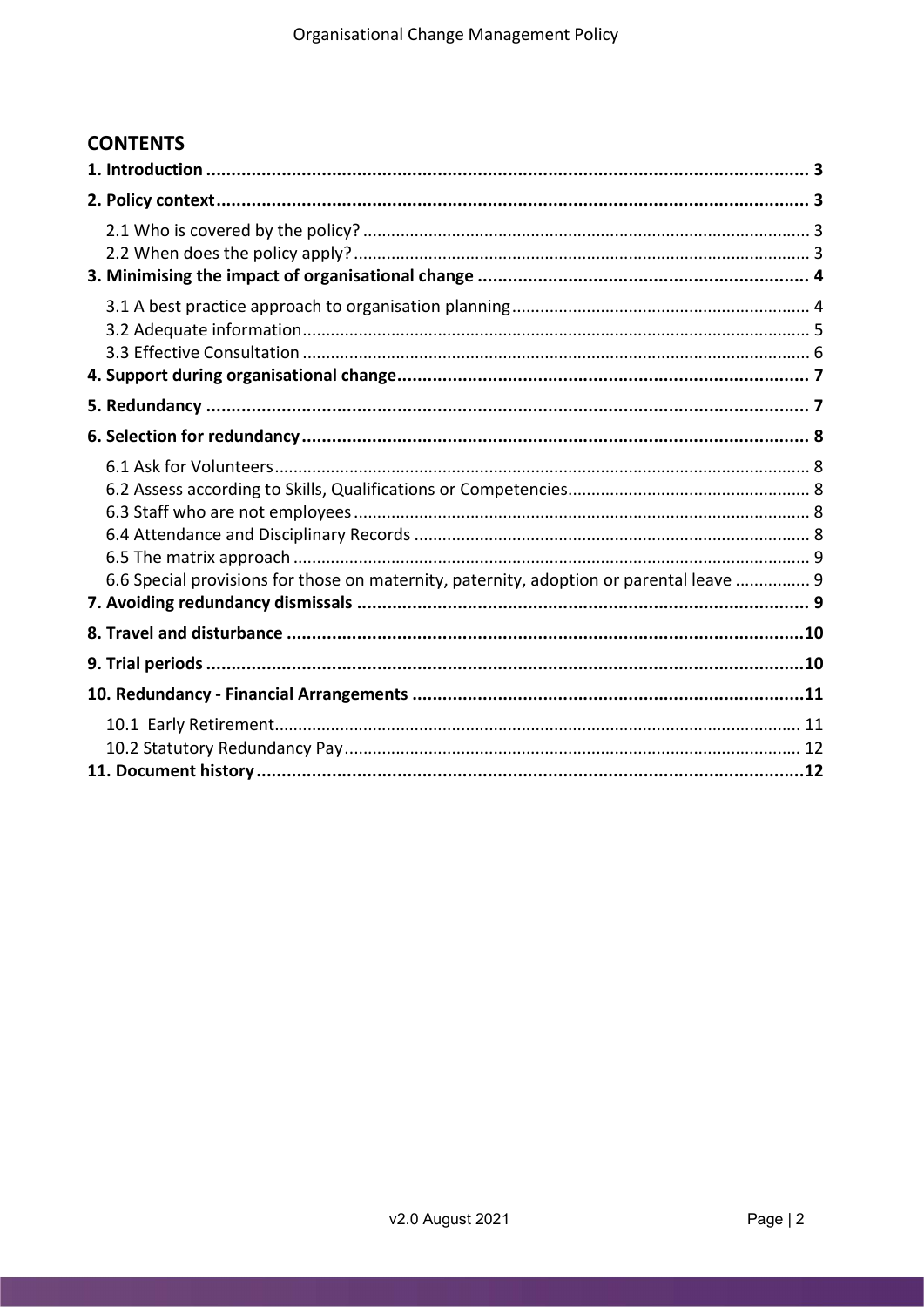## CONTENTS

**1. Introduction ........................................................................................................ 3**

**2. Policy context ...................................................................................................... 3**

2.1 Who is covered by the policy? ............................................................................ 3

2.2 When does the policy apply? .............................................................................. 3

**3. Minimising the impact of organisational change ................................................. 4**

3.1 A best practice approach to organisation planning ............................................. 4

3.2 Adequate information ......................................................................................... 5

3.3 Effective Consultation ......................................................................................... 6

**4. Support during organisational change ................................................................ 7**

**5. Redundancy ....................................................................................................... 7**

**6. Selection for redundancy .................................................................................... 8**

6.1 Ask for Volunteers ............................................................................................... 8

6.2 Assess according to Skills, Qualifications or Competencies ................................. 8

6.3 Staff who are not employees ............................................................................... 8

6.4 Attendance and Disciplinary Records .................................................................. 8

6.5 The matrix approach ........................................................................................... 9

6.6 Special provisions for those on maternity, paternity, adoption or parental leave ............... 9

**7. Avoiding redundancy dismissals ......................................................................... 9**

**8. Travel and disturbance ......................................................................................10**

**9. Trial periods ......................................................................................................10**

**10. Redundancy - Financial Arrangements ............................................................11**

10.1 Early Retirement ............................................................................................... 11

10.2 Statutory Redundancy Pay ................................................................................ 12

**11. Document history ...........................................................................................12**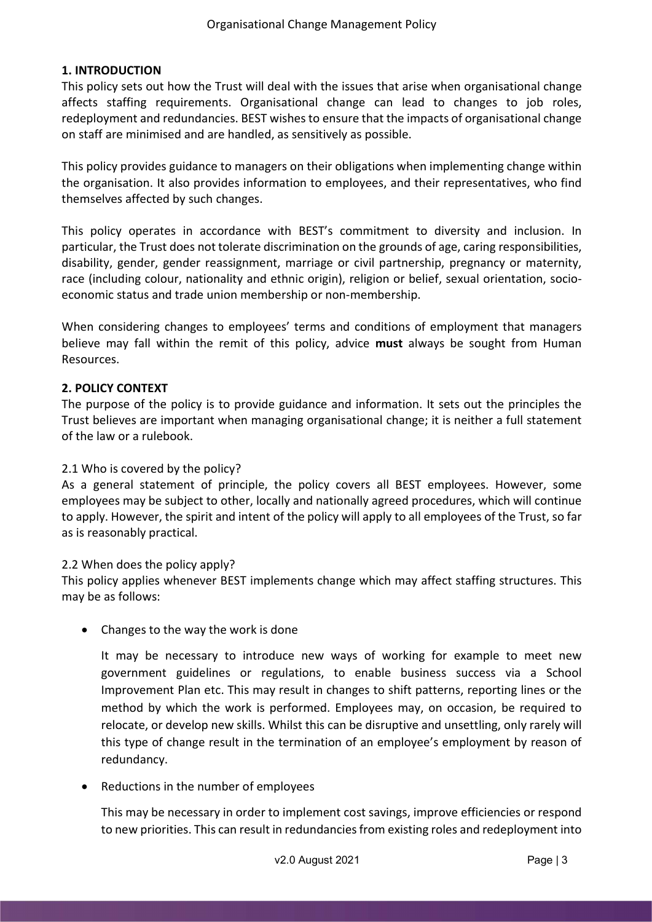## 1. INTRODUCTION

This policy sets out how the Trust will deal with the issues that arise when organisational change affects staffing requirements. Organisational change can lead to changes to job roles, redeployment and redundancies. BEST wishes to ensure that the impacts of organisational change on staff are minimised and are handled, as sensitively as possible.

This policy provides guidance to managers on their obligations when implementing change within the organisation. It also provides information to employees, and their representatives, who find themselves affected by such changes.

This policy operates in accordance with BEST's commitment to diversity and inclusion. In particular, the Trust does not tolerate discrimination on the grounds of age, caring responsibilities, disability, gender, gender reassignment, marriage or civil partnership, pregnancy or maternity, race (including colour, nationality and ethnic origin), religion or belief, sexual orientation, socio-economic status and trade union membership or non-membership.

When considering changes to employees' terms and conditions of employment that managers believe may fall within the remit of this policy, advice **must** always be sought from Human Resources.

## 2. POLICY CONTEXT

The purpose of the policy is to provide guidance and information. It sets out the principles the Trust believes are important when managing organisational change; it is neither a full statement of the law or a rulebook.

### 2.1 Who is covered by the policy?

As a general statement of principle, the policy covers all BEST employees. However, some employees may be subject to other, locally and nationally agreed procedures, which will continue to apply. However, the spirit and intent of the policy will apply to all employees of the Trust, so far as is reasonably practical.

### 2.2 When does the policy apply?

This policy applies whenever BEST implements change which may affect staffing structures. This may be as follows:

- Changes to the way the work is done

  It may be necessary to introduce new ways of working for example to meet new government guidelines or regulations, to enable business success via a School Improvement Plan etc. This may result in changes to shift patterns, reporting lines or the method by which the work is performed. Employees may, on occasion, be required to relocate, or develop new skills. Whilst this can be disruptive and unsettling, only rarely will this type of change result in the termination of an employee's employment by reason of redundancy.

- Reductions in the number of employees

  This may be necessary in order to implement cost savings, improve efficiencies or respond to new priorities. This can result in redundancies from existing roles and redeployment into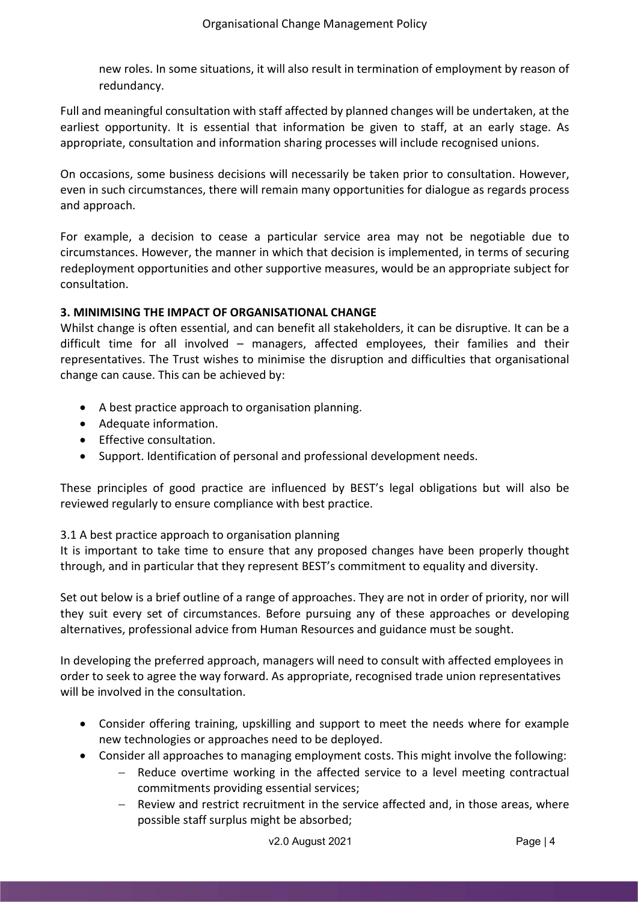new roles. In some situations, it will also result in termination of employment by reason of redundancy.

Full and meaningful consultation with staff affected by planned changes will be undertaken, at the earliest opportunity. It is essential that information be given to staff, at an early stage. As appropriate, consultation and information sharing processes will include recognised unions.

On occasions, some business decisions will necessarily be taken prior to consultation. However, even in such circumstances, there will remain many opportunities for dialogue as regards process and approach.

For example, a decision to cease a particular service area may not be negotiable due to circumstances. However, the manner in which that decision is implemented, in terms of securing redeployment opportunities and other supportive measures, would be an appropriate subject for consultation.

**3. MINIMISING THE IMPACT OF ORGANISATIONAL CHANGE**

Whilst change is often essential, and can benefit all stakeholders, it can be disruptive. It can be a difficult time for all involved – managers, affected employees, their families and their representatives. The Trust wishes to minimise the disruption and difficulties that organisational change can cause. This can be achieved by:

- A best practice approach to organisation planning.
- Adequate information.
- Effective consultation.
- Support. Identification of personal and professional development needs.

These principles of good practice are influenced by BEST's legal obligations but will also be reviewed regularly to ensure compliance with best practice.

3.1 A best practice approach to organisation planning

It is important to take time to ensure that any proposed changes have been properly thought through, and in particular that they represent BEST's commitment to equality and diversity.

Set out below is a brief outline of a range of approaches. They are not in order of priority, nor will they suit every set of circumstances. Before pursuing any of these approaches or developing alternatives, professional advice from Human Resources and guidance must be sought.

In developing the preferred approach, managers will need to consult with affected employees in order to seek to agree the way forward. As appropriate, recognised trade union representatives will be involved in the consultation.

- Consider offering training, upskilling and support to meet the needs where for example new technologies or approaches need to be deployed.
- Consider all approaches to managing employment costs. This might involve the following:
  - Reduce overtime working in the affected service to a level meeting contractual commitments providing essential services;
  - Review and restrict recruitment in the service affected and, in those areas, where possible staff surplus might be absorbed;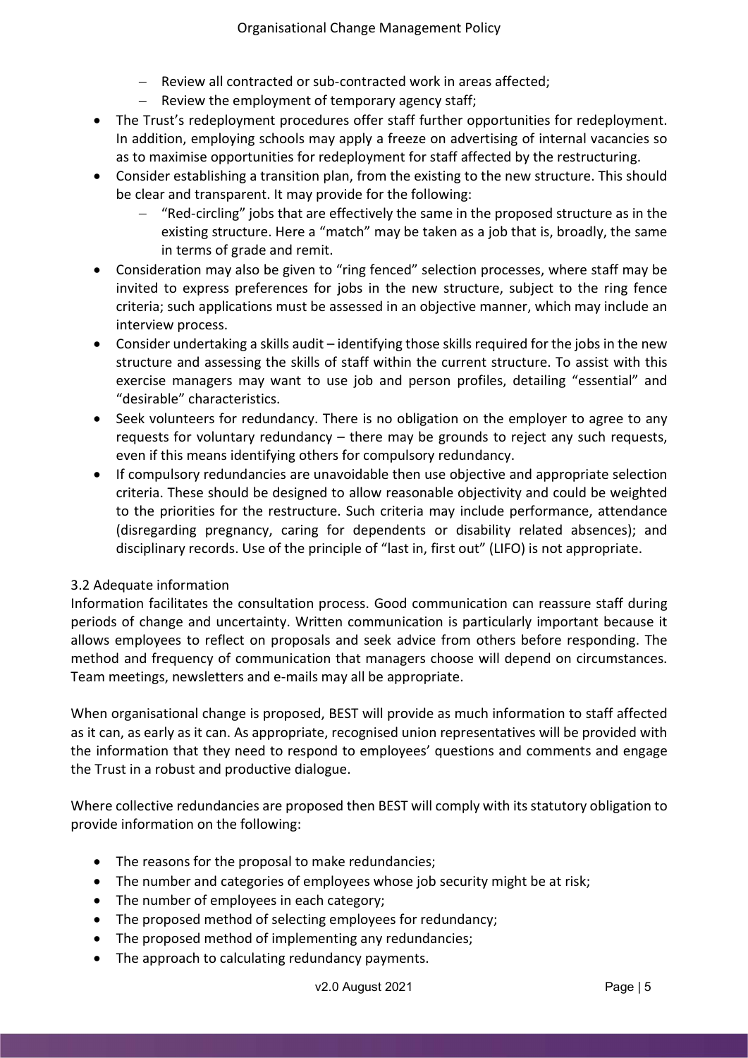- Review all contracted or sub-contracted work in areas affected;
  - Review the employment of temporary agency staff;
- The Trust's redeployment procedures offer staff further opportunities for redeployment. In addition, employing schools may apply a freeze on advertising of internal vacancies so as to maximise opportunities for redeployment for staff affected by the restructuring.
- Consider establishing a transition plan, from the existing to the new structure. This should be clear and transparent. It may provide for the following:
  - "Red-circling" jobs that are effectively the same in the proposed structure as in the existing structure. Here a "match" may be taken as a job that is, broadly, the same in terms of grade and remit.
- Consideration may also be given to "ring fenced" selection processes, where staff may be invited to express preferences for jobs in the new structure, subject to the ring fence criteria; such applications must be assessed in an objective manner, which may include an interview process.
- Consider undertaking a skills audit – identifying those skills required for the jobs in the new structure and assessing the skills of staff within the current structure. To assist with this exercise managers may want to use job and person profiles, detailing "essential" and "desirable" characteristics.
- Seek volunteers for redundancy. There is no obligation on the employer to agree to any requests for voluntary redundancy – there may be grounds to reject any such requests, even if this means identifying others for compulsory redundancy.
- If compulsory redundancies are unavoidable then use objective and appropriate selection criteria. These should be designed to allow reasonable objectivity and could be weighted to the priorities for the restructure. Such criteria may include performance, attendance (disregarding pregnancy, caring for dependents or disability related absences); and disciplinary records. Use of the principle of "last in, first out" (LIFO) is not appropriate.

### 3.2 Adequate information

Information facilitates the consultation process. Good communication can reassure staff during periods of change and uncertainty. Written communication is particularly important because it allows employees to reflect on proposals and seek advice from others before responding. The method and frequency of communication that managers choose will depend on circumstances. Team meetings, newsletters and e-mails may all be appropriate.

When organisational change is proposed, BEST will provide as much information to staff affected as it can, as early as it can. As appropriate, recognised union representatives will be provided with the information that they need to respond to employees' questions and comments and engage the Trust in a robust and productive dialogue.

Where collective redundancies are proposed then BEST will comply with its statutory obligation to provide information on the following:

- The reasons for the proposal to make redundancies;
- The number and categories of employees whose job security might be at risk;
- The number of employees in each category;
- The proposed method of selecting employees for redundancy;
- The proposed method of implementing any redundancies;
- The approach to calculating redundancy payments.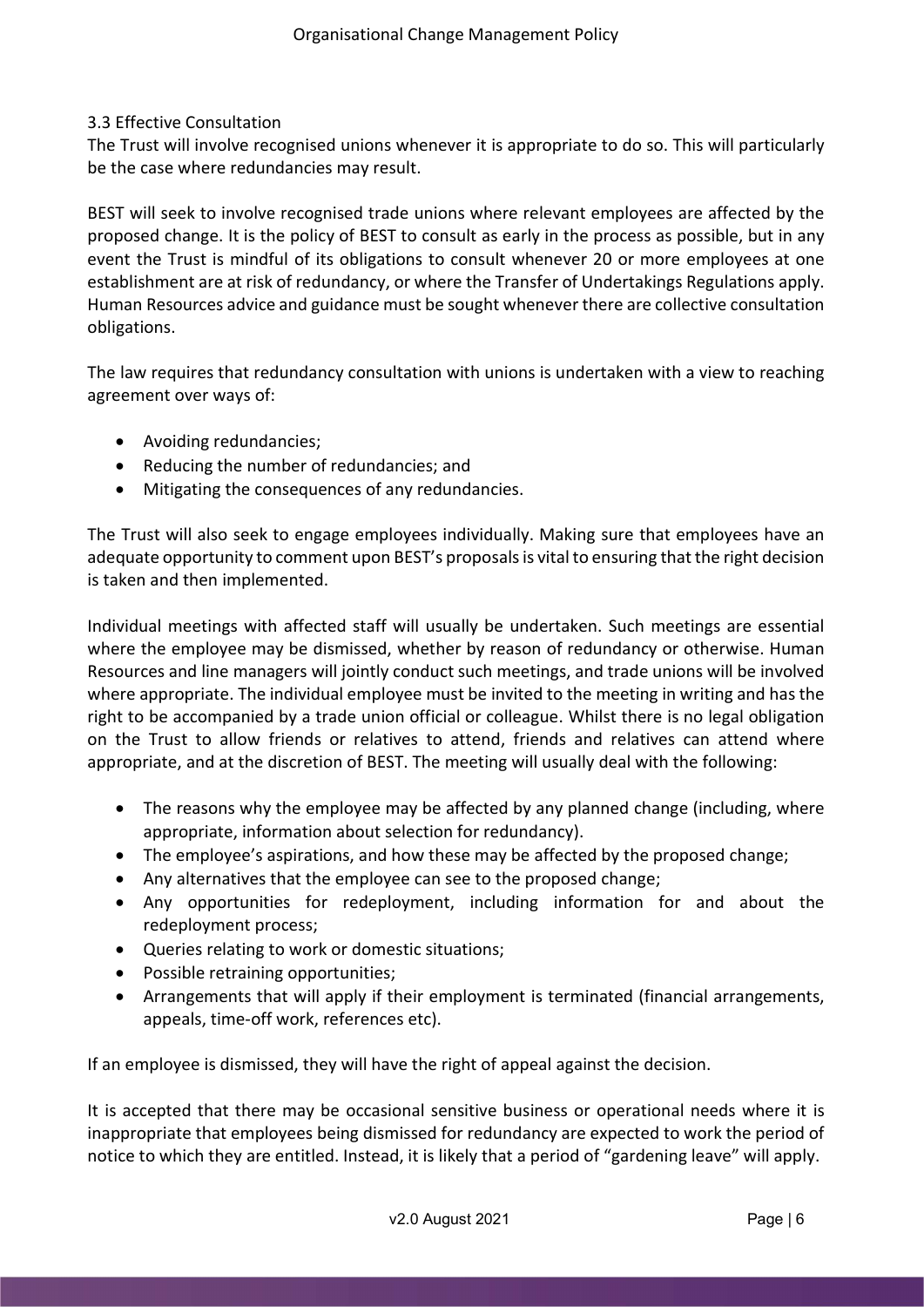### 3.3 Effective Consultation

The Trust will involve recognised unions whenever it is appropriate to do so. This will particularly be the case where redundancies may result.

BEST will seek to involve recognised trade unions where relevant employees are affected by the proposed change. It is the policy of BEST to consult as early in the process as possible, but in any event the Trust is mindful of its obligations to consult whenever 20 or more employees at one establishment are at risk of redundancy, or where the Transfer of Undertakings Regulations apply. Human Resources advice and guidance must be sought whenever there are collective consultation obligations.

The law requires that redundancy consultation with unions is undertaken with a view to reaching agreement over ways of:

- Avoiding redundancies;
- Reducing the number of redundancies; and
- Mitigating the consequences of any redundancies.

The Trust will also seek to engage employees individually. Making sure that employees have an adequate opportunity to comment upon BEST's proposals is vital to ensuring that the right decision is taken and then implemented.

Individual meetings with affected staff will usually be undertaken. Such meetings are essential where the employee may be dismissed, whether by reason of redundancy or otherwise. Human Resources and line managers will jointly conduct such meetings, and trade unions will be involved where appropriate. The individual employee must be invited to the meeting in writing and has the right to be accompanied by a trade union official or colleague. Whilst there is no legal obligation on the Trust to allow friends or relatives to attend, friends and relatives can attend where appropriate, and at the discretion of BEST. The meeting will usually deal with the following:

- The reasons why the employee may be affected by any planned change (including, where appropriate, information about selection for redundancy).
- The employee's aspirations, and how these may be affected by the proposed change;
- Any alternatives that the employee can see to the proposed change;
- Any opportunities for redeployment, including information for and about the redeployment process;
- Queries relating to work or domestic situations;
- Possible retraining opportunities;
- Arrangements that will apply if their employment is terminated (financial arrangements, appeals, time-off work, references etc).

If an employee is dismissed, they will have the right of appeal against the decision.

It is accepted that there may be occasional sensitive business or operational needs where it is inappropriate that employees being dismissed for redundancy are expected to work the period of notice to which they are entitled. Instead, it is likely that a period of "gardening leave" will apply.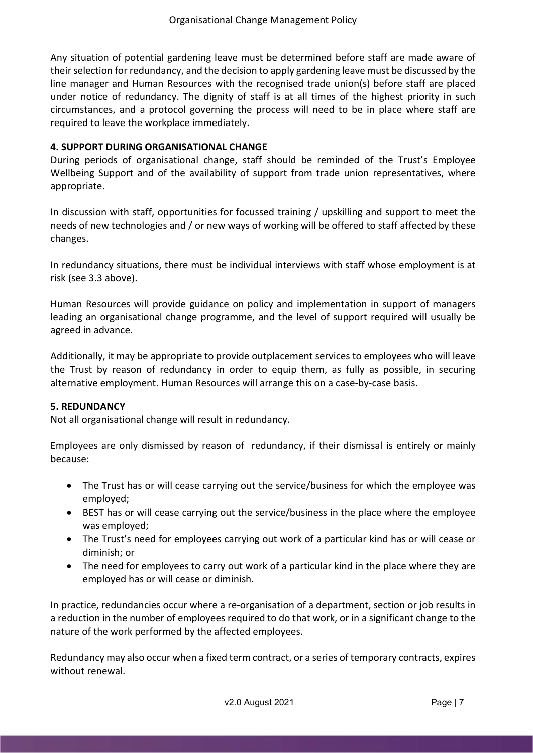Any situation of potential gardening leave must be determined before staff are made aware of their selection for redundancy, and the decision to apply gardening leave must be discussed by the line manager and Human Resources with the recognised trade union(s) before staff are placed under notice of redundancy. The dignity of staff is at all times of the highest priority in such circumstances, and a protocol governing the process will need to be in place where staff are required to leave the workplace immediately.

## 4. SUPPORT DURING ORGANISATIONAL CHANGE

During periods of organisational change, staff should be reminded of the Trust's Employee Wellbeing Support and of the availability of support from trade union representatives, where appropriate.

In discussion with staff, opportunities for focussed training / upskilling and support to meet the needs of new technologies and / or new ways of working will be offered to staff affected by these changes.

In redundancy situations, there must be individual interviews with staff whose employment is at risk (see 3.3 above).

Human Resources will provide guidance on policy and implementation in support of managers leading an organisational change programme, and the level of support required will usually be agreed in advance.

Additionally, it may be appropriate to provide outplacement services to employees who will leave the Trust by reason of redundancy in order to equip them, as fully as possible, in securing alternative employment. Human Resources will arrange this on a case-by-case basis.

## 5. REDUNDANCY

Not all organisational change will result in redundancy.

Employees are only dismissed by reason of redundancy, if their dismissal is entirely or mainly because:

- The Trust has or will cease carrying out the service/business for which the employee was employed;
- BEST has or will cease carrying out the service/business in the place where the employee was employed;
- The Trust's need for employees carrying out work of a particular kind has or will cease or diminish; or
- The need for employees to carry out work of a particular kind in the place where they are employed has or will cease or diminish.

In practice, redundancies occur where a re-organisation of a department, section or job results in a reduction in the number of employees required to do that work, or in a significant change to the nature of the work performed by the affected employees.

Redundancy may also occur when a fixed term contract, or a series of temporary contracts, expires without renewal.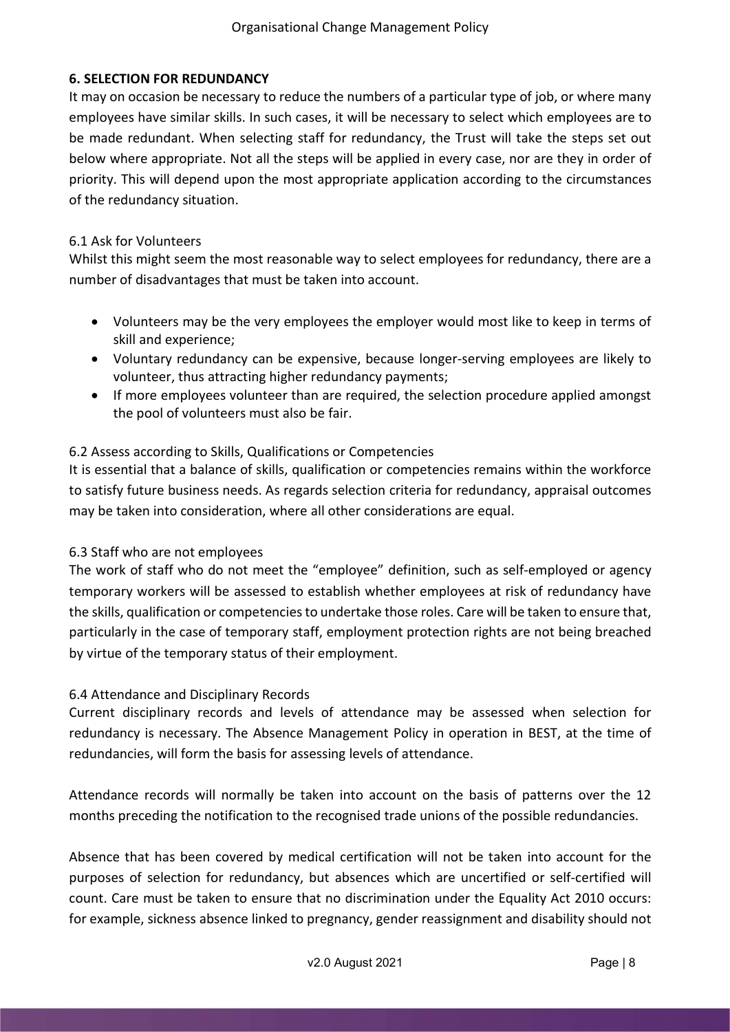## 6. SELECTION FOR REDUNDANCY

It may on occasion be necessary to reduce the numbers of a particular type of job, or where many employees have similar skills. In such cases, it will be necessary to select which employees are to be made redundant. When selecting staff for redundancy, the Trust will take the steps set out below where appropriate. Not all the steps will be applied in every case, nor are they in order of priority. This will depend upon the most appropriate application according to the circumstances of the redundancy situation.

### 6.1 Ask for Volunteers

Whilst this might seem the most reasonable way to select employees for redundancy, there are a number of disadvantages that must be taken into account.

- Volunteers may be the very employees the employer would most like to keep in terms of skill and experience;
- Voluntary redundancy can be expensive, because longer-serving employees are likely to volunteer, thus attracting higher redundancy payments;
- If more employees volunteer than are required, the selection procedure applied amongst the pool of volunteers must also be fair.

### 6.2 Assess according to Skills, Qualifications or Competencies

It is essential that a balance of skills, qualification or competencies remains within the workforce to satisfy future business needs. As regards selection criteria for redundancy, appraisal outcomes may be taken into consideration, where all other considerations are equal.

### 6.3 Staff who are not employees

The work of staff who do not meet the "employee" definition, such as self-employed or agency temporary workers will be assessed to establish whether employees at risk of redundancy have the skills, qualification or competencies to undertake those roles. Care will be taken to ensure that, particularly in the case of temporary staff, employment protection rights are not being breached by virtue of the temporary status of their employment.

### 6.4 Attendance and Disciplinary Records

Current disciplinary records and levels of attendance may be assessed when selection for redundancy is necessary. The Absence Management Policy in operation in BEST, at the time of redundancies, will form the basis for assessing levels of attendance.

Attendance records will normally be taken into account on the basis of patterns over the 12 months preceding the notification to the recognised trade unions of the possible redundancies.

Absence that has been covered by medical certification will not be taken into account for the purposes of selection for redundancy, but absences which are uncertified or self-certified will count. Care must be taken to ensure that no discrimination under the Equality Act 2010 occurs: for example, sickness absence linked to pregnancy, gender reassignment and disability should not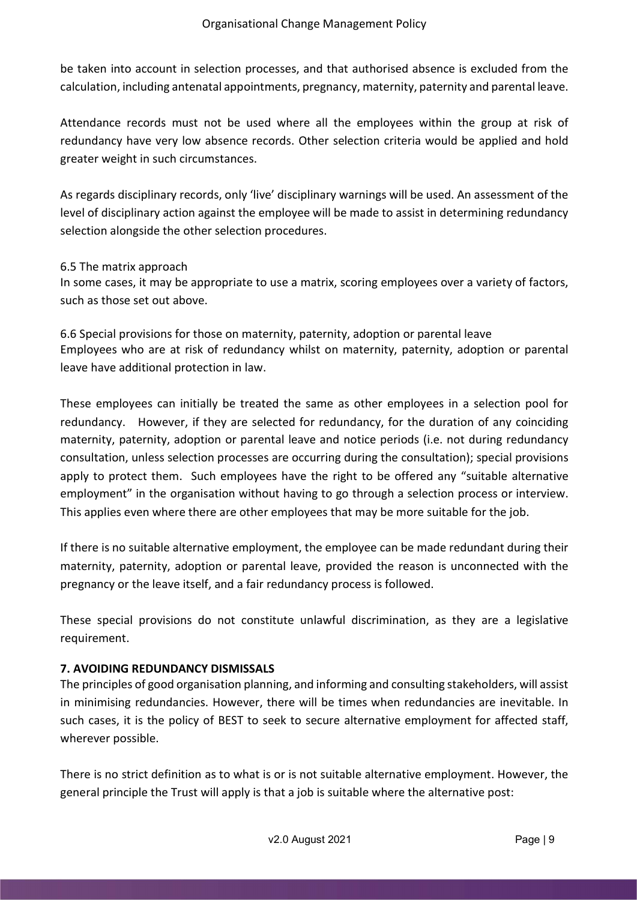be taken into account in selection processes, and that authorised absence is excluded from the calculation, including antenatal appointments, pregnancy, maternity, paternity and parental leave.

Attendance records must not be used where all the employees within the group at risk of redundancy have very low absence records. Other selection criteria would be applied and hold greater weight in such circumstances.

As regards disciplinary records, only 'live' disciplinary warnings will be used. An assessment of the level of disciplinary action against the employee will be made to assist in determining redundancy selection alongside the other selection procedures.

### 6.5 The matrix approach

In some cases, it may be appropriate to use a matrix, scoring employees over a variety of factors, such as those set out above.

### 6.6 Special provisions for those on maternity, paternity, adoption or parental leave

Employees who are at risk of redundancy whilst on maternity, paternity, adoption or parental leave have additional protection in law.

These employees can initially be treated the same as other employees in a selection pool for redundancy. However, if they are selected for redundancy, for the duration of any coinciding maternity, paternity, adoption or parental leave and notice periods (i.e. not during redundancy consultation, unless selection processes are occurring during the consultation); special provisions apply to protect them. Such employees have the right to be offered any "suitable alternative employment" in the organisation without having to go through a selection process or interview. This applies even where there are other employees that may be more suitable for the job.

If there is no suitable alternative employment, the employee can be made redundant during their maternity, paternity, adoption or parental leave, provided the reason is unconnected with the pregnancy or the leave itself, and a fair redundancy process is followed.

These special provisions do not constitute unlawful discrimination, as they are a legislative requirement.

## 7. AVOIDING REDUNDANCY DISMISSALS

The principles of good organisation planning, and informing and consulting stakeholders, will assist in minimising redundancies. However, there will be times when redundancies are inevitable. In such cases, it is the policy of BEST to seek to secure alternative employment for affected staff, wherever possible.

There is no strict definition as to what is or is not suitable alternative employment. However, the general principle the Trust will apply is that a job is suitable where the alternative post: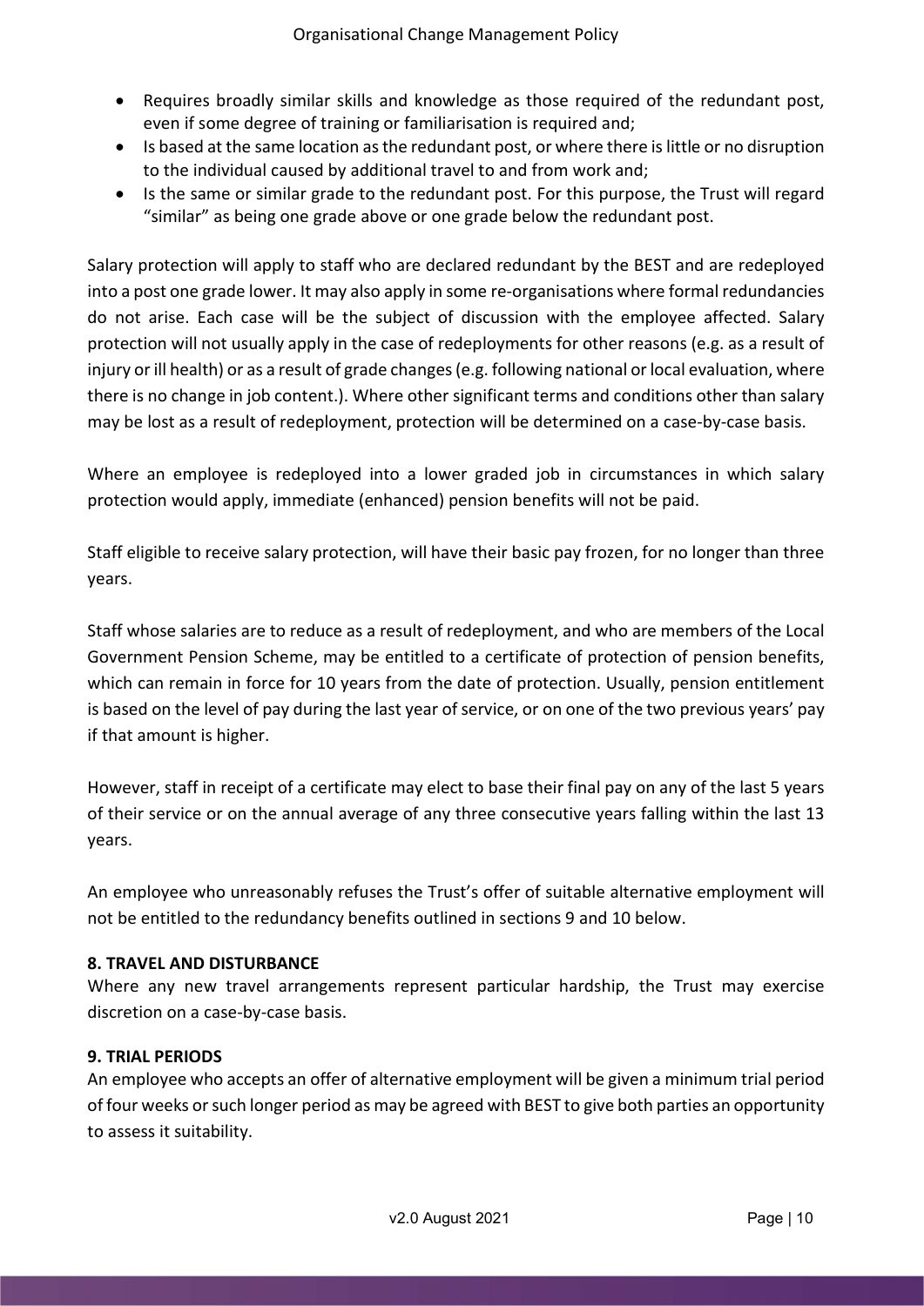- Requires broadly similar skills and knowledge as those required of the redundant post, even if some degree of training or familiarisation is required and;
- Is based at the same location as the redundant post, or where there is little or no disruption to the individual caused by additional travel to and from work and;
- Is the same or similar grade to the redundant post. For this purpose, the Trust will regard "similar" as being one grade above or one grade below the redundant post.

Salary protection will apply to staff who are declared redundant by the BEST and are redeployed into a post one grade lower. It may also apply in some re-organisations where formal redundancies do not arise. Each case will be the subject of discussion with the employee affected. Salary protection will not usually apply in the case of redeployments for other reasons (e.g. as a result of injury or ill health) or as a result of grade changes (e.g. following national or local evaluation, where there is no change in job content.). Where other significant terms and conditions other than salary may be lost as a result of redeployment, protection will be determined on a case-by-case basis.

Where an employee is redeployed into a lower graded job in circumstances in which salary protection would apply, immediate (enhanced) pension benefits will not be paid.

Staff eligible to receive salary protection, will have their basic pay frozen, for no longer than three years.

Staff whose salaries are to reduce as a result of redeployment, and who are members of the Local Government Pension Scheme, may be entitled to a certificate of protection of pension benefits, which can remain in force for 10 years from the date of protection. Usually, pension entitlement is based on the level of pay during the last year of service, or on one of the two previous years' pay if that amount is higher.

However, staff in receipt of a certificate may elect to base their final pay on any of the last 5 years of their service or on the annual average of any three consecutive years falling within the last 13 years.

An employee who unreasonably refuses the Trust's offer of suitable alternative employment will not be entitled to the redundancy benefits outlined in sections 9 and 10 below.

## 8. TRAVEL AND DISTURBANCE

Where any new travel arrangements represent particular hardship, the Trust may exercise discretion on a case-by-case basis.

## 9. TRIAL PERIODS

An employee who accepts an offer of alternative employment will be given a minimum trial period of four weeks or such longer period as may be agreed with BEST to give both parties an opportunity to assess it suitability.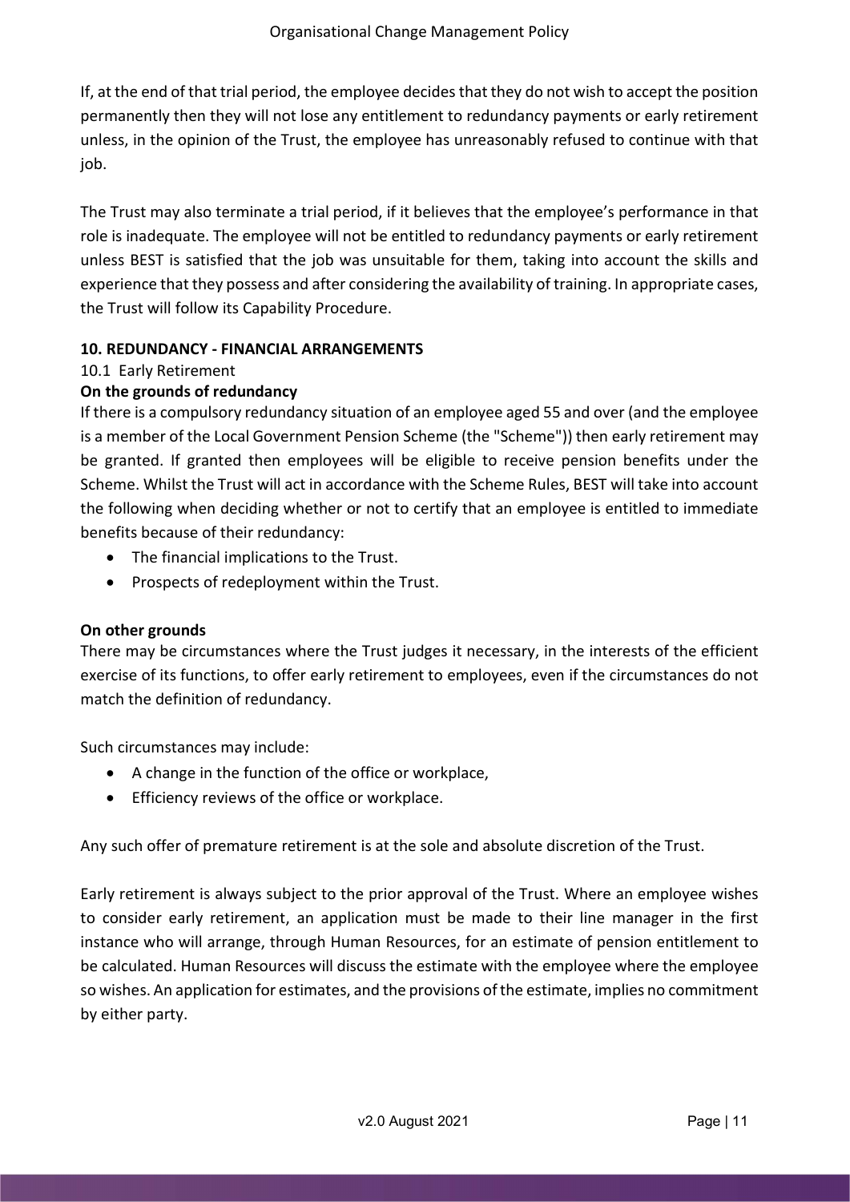If, at the end of that trial period, the employee decides that they do not wish to accept the position permanently then they will not lose any entitlement to redundancy payments or early retirement unless, in the opinion of the Trust, the employee has unreasonably refused to continue with that job.

The Trust may also terminate a trial period, if it believes that the employee's performance in that role is inadequate. The employee will not be entitled to redundancy payments or early retirement unless BEST is satisfied that the job was unsuitable for them, taking into account the skills and experience that they possess and after considering the availability of training. In appropriate cases, the Trust will follow its Capability Procedure.

## 10. REDUNDANCY - FINANCIAL ARRANGEMENTS

10.1 Early Retirement

**On the grounds of redundancy**

If there is a compulsory redundancy situation of an employee aged 55 and over (and the employee is a member of the Local Government Pension Scheme (the "Scheme")) then early retirement may be granted. If granted then employees will be eligible to receive pension benefits under the Scheme. Whilst the Trust will act in accordance with the Scheme Rules, BEST will take into account the following when deciding whether or not to certify that an employee is entitled to immediate benefits because of their redundancy:

- The financial implications to the Trust.
- Prospects of redeployment within the Trust.

**On other grounds**

There may be circumstances where the Trust judges it necessary, in the interests of the efficient exercise of its functions, to offer early retirement to employees, even if the circumstances do not match the definition of redundancy.

Such circumstances may include:

- A change in the function of the office or workplace,
- Efficiency reviews of the office or workplace.

Any such offer of premature retirement is at the sole and absolute discretion of the Trust.

Early retirement is always subject to the prior approval of the Trust. Where an employee wishes to consider early retirement, an application must be made to their line manager in the first instance who will arrange, through Human Resources, for an estimate of pension entitlement to be calculated. Human Resources will discuss the estimate with the employee where the employee so wishes. An application for estimates, and the provisions of the estimate, implies no commitment by either party.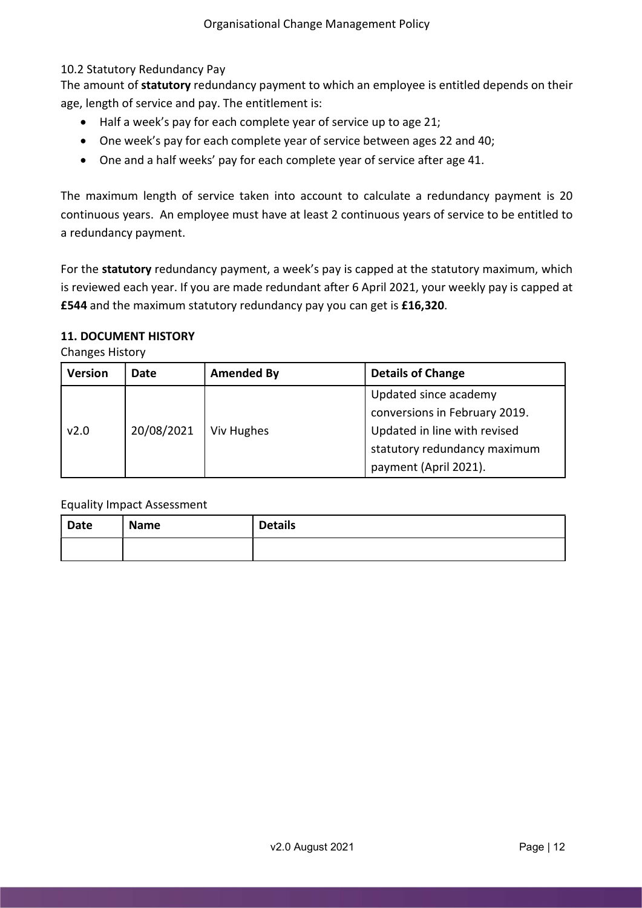### 10.2 Statutory Redundancy Pay

The amount of **statutory** redundancy payment to which an employee is entitled depends on their age, length of service and pay. The entitlement is:

- Half a week's pay for each complete year of service up to age 21;
- One week's pay for each complete year of service between ages 22 and 40;
- One and a half weeks' pay for each complete year of service after age 41.

The maximum length of service taken into account to calculate a redundancy payment is 20 continuous years. An employee must have at least 2 continuous years of service to be entitled to a redundancy payment.

For the **statutory** redundancy payment, a week's pay is capped at the statutory maximum, which is reviewed each year. If you are made redundant after 6 April 2021, your weekly pay is capped at **£544** and the maximum statutory redundancy pay you can get is **£16,320**.

## 11. DOCUMENT HISTORY

Changes History

| Version | Date | Amended By | Details of Change |
|---|---|---|---|
| v2.0 | 20/08/2021 | Viv Hughes | Updated since academy conversions in February 2019. Updated in line with revised statutory redundancy maximum payment (April 2021). |

Equality Impact Assessment

| Date | Name | Details |
|---|---|---|
| | | |